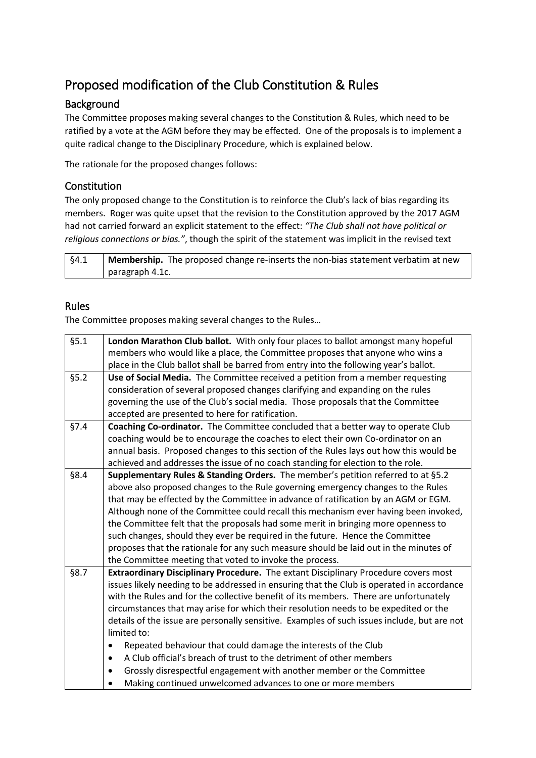# Proposed modification of the Club Constitution & Rules

## Background

The Committee proposes making several changes to the Constitution & Rules, which need to be ratified by a vote at the AGM before they may be effected. One of the proposals is to implement a quite radical change to the Disciplinary Procedure, which is explained below.

The rationale for the proposed changes follows:

## Constitution

The only proposed change to the Constitution is to reinforce the Club's lack of bias regarding its members. Roger was quite upset that the revision to the Constitution approved by the 2017 AGM had not carried forward an explicit statement to the effect: *"The Club shall not have political or religious connections or bias."*, though the spirit of the statement was implicit in the revised text

| | |
|---|---|
| §4.1 | **Membership.** The proposed change re-inserts the non-bias statement verbatim at new paragraph 4.1c. |

## Rules

The Committee proposes making several changes to the Rules…

| | |
|---|---|
| §5.1 | **London Marathon Club ballot.** With only four places to ballot amongst many hopeful members who would like a place, the Committee proposes that anyone who wins a place in the Club ballot shall be barred from entry into the following year's ballot. |
| §5.2 | **Use of Social Media.** The Committee received a petition from a member requesting consideration of several proposed changes clarifying and expanding on the rules governing the use of the Club's social media. Those proposals that the Committee accepted are presented to here for ratification. |
| §7.4 | **Coaching Co-ordinator.** The Committee concluded that a better way to operate Club coaching would be to encourage the coaches to elect their own Co-ordinator on an annual basis. Proposed changes to this section of the Rules lays out how this would be achieved and addresses the issue of no coach standing for election to the role. |
| §8.4 | **Supplementary Rules & Standing Orders.** The member's petition referred to at §5.2 above also proposed changes to the Rule governing emergency changes to the Rules that may be effected by the Committee in advance of ratification by an AGM or EGM. Although none of the Committee could recall this mechanism ever having been invoked, the Committee felt that the proposals had some merit in bringing more openness to such changes, should they ever be required in the future. Hence the Committee proposes that the rationale for any such measure should be laid out in the minutes of the Committee meeting that voted to invoke the process. |
| §8.7 | **Extraordinary Disciplinary Procedure.** The extant Disciplinary Procedure covers most issues likely needing to be addressed in ensuring that the Club is operated in accordance with the Rules and for the collective benefit of its members. There are unfortunately circumstances that may arise for which their resolution needs to be expedited or the details of the issue are personally sensitive. Examples of such issues include, but are not limited to:<br>• Repeated behaviour that could damage the interests of the Club<br>• A Club official's breach of trust to the detriment of other members<br>• Grossly disrespectful engagement with another member or the Committee<br>• Making continued unwelcomed advances to one or more members |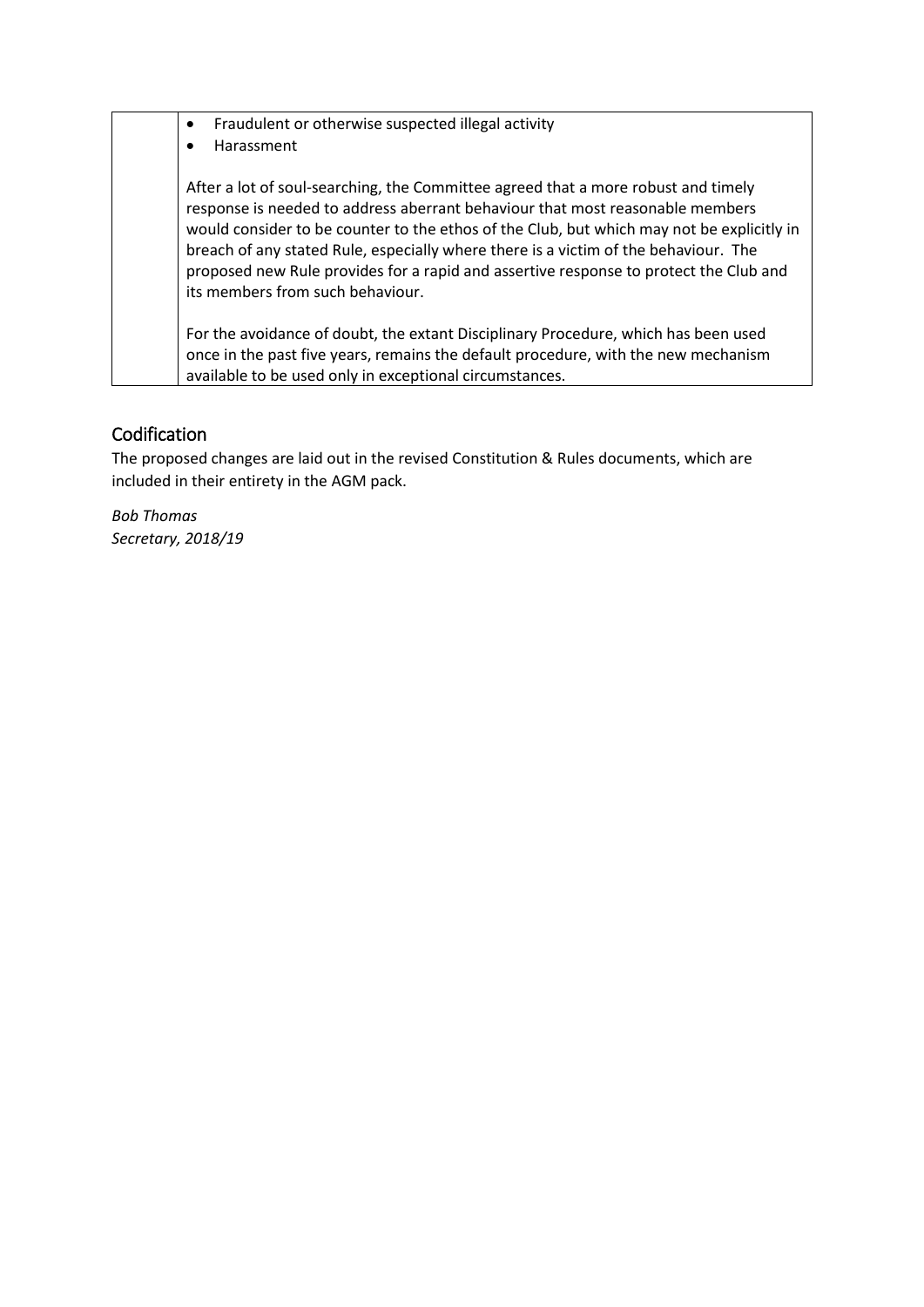| | |
|---|---|
| | • Fraudulent or otherwise suspected illegal activity<br>• Harassment<br><br>After a lot of soul-searching, the Committee agreed that a more robust and timely response is needed to address aberrant behaviour that most reasonable members would consider to be counter to the ethos of the Club, but which may not be explicitly in breach of any stated Rule, especially where there is a victim of the behaviour. The proposed new Rule provides for a rapid and assertive response to protect the Club and its members from such behaviour.<br><br>For the avoidance of doubt, the extant Disciplinary Procedure, which has been used once in the past five years, remains the default procedure, with the new mechanism available to be used only in exceptional circumstances. |

## Codification

The proposed changes are laid out in the revised Constitution & Rules documents, which are included in their entirety in the AGM pack.

*Bob Thomas*
*Secretary, 2018/19*